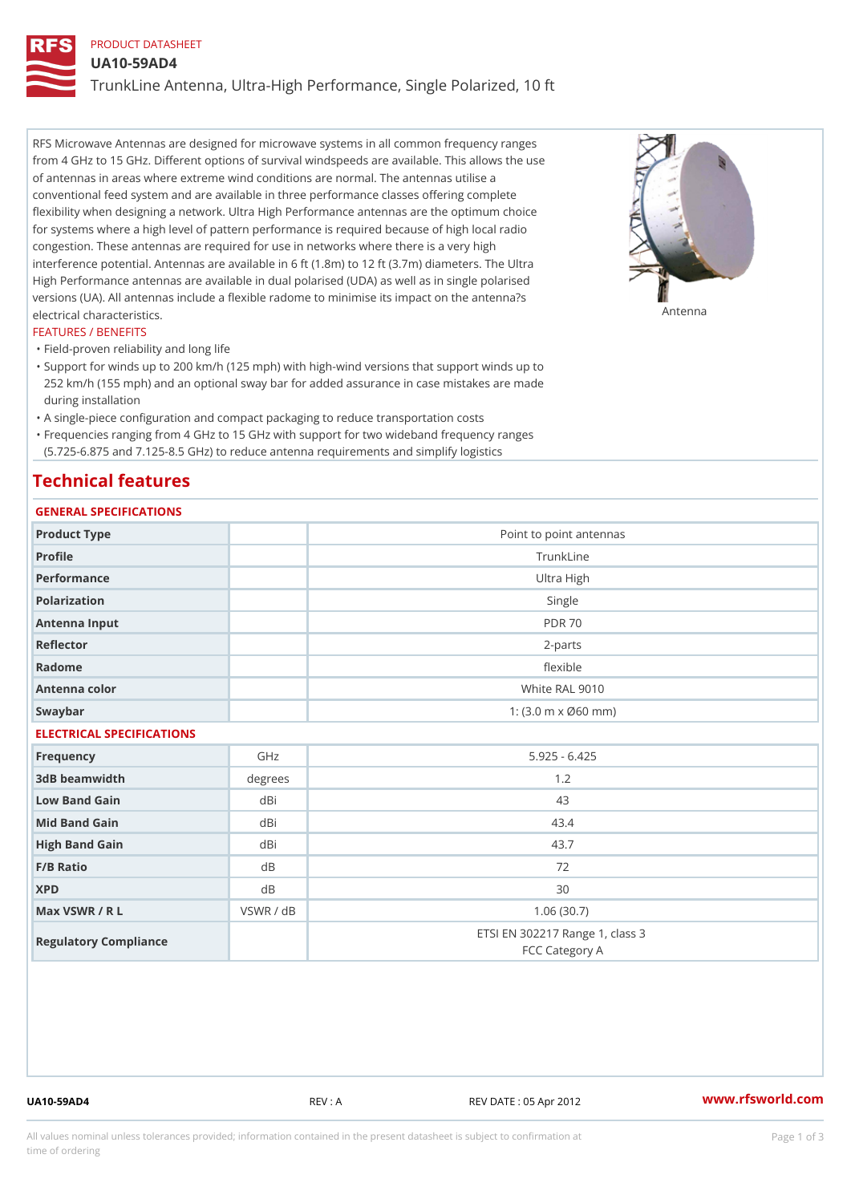PRODUCT DATASHEET

# UA10-59AD4

## TrunkLine Antenna, Ultra-High Performance, Single Polarized, 10 ft

RFS Microwave Antennas are designed for microwave systems in all common frequency ranges from 4 GHz to 15 GHz. Different options of survival windspeeds are available. This allows the use of antennas in areas where extreme wind conditions are normal. The antennas utilise a conventional feed system and are available in three performance classes offering complete flexibility when designing a network. Ultra High Performance antennas are the optimum choice for systems where a high level of pattern performance is required because of high local radio congestion. These antennas are required for use in networks where there is a very high interference potential. Antennas are available in 6 ft (1.8m) to 12 ft (3.7m) diameters. The Ultra High Performance antennas are available in dual polarised (UDA) as well as in single polarised versions (UA). All antennas include a flexible radome to minimise its impact on the antenna?s electrical characteristics.

Antenna

### FEATURES / BENEFITS

- Field-proven reliability and long life
- Support for winds up to 200 km/h (125 mph) with high-wind versions that support winds up to 252 km/h (155 mph) and an optional sway bar for added assurance in case mistakes are made during installation
- A single-piece configuration and compact packaging to reduce transportation costs
- Frequencies ranging from 4 GHz to 15 GHz with support for two wideband frequency ranges (5.725-6.875 and 7.125-8.5 GHz) to reduce antenna requirements and simplify logistics

## Technical features

### GENERAL SPECIFICATIONS

| | | |
|---|---|---|
| Product Type | | Point to point antennas |
| Profile | | TrunkLine |
| Performance | | Ultra High |
| Polarization | | Single |
| Antenna Input | | PDR 70 |
| Reflector | | 2-parts |
| Radome | | flexible |
| Antenna color | | White RAL 9010 |
| Swaybar | | 1: (3.0 m x Ø60 mm) |

### ELECTRICAL SPECIFICATIONS

| | | |
|---|---|---|
| Frequency | GHz | 5.925 - 6.425 |
| 3dB beamwidth | degrees | 1.2 |
| Low Band Gain | dBi | 43 |
| Mid Band Gain | dBi | 43.4 |
| High Band Gain | dBi | 43.7 |
| F/B Ratio | dB | 72 |
| XPD | dB | 30 |
| Max VSWR / R L | VSWR / dB | 1.06 (30.7) |
| Regulatory Compliance | | ETSI EN 302217 Range 1, class 3<br>FCC Category A |

UA10-59AD4 REV : A REV DATE : 05 Apr 2012 www.rfsworld.com

All values nominal unless tolerances provided; information contained in the present datasheet is subject to confirmation at time of ordering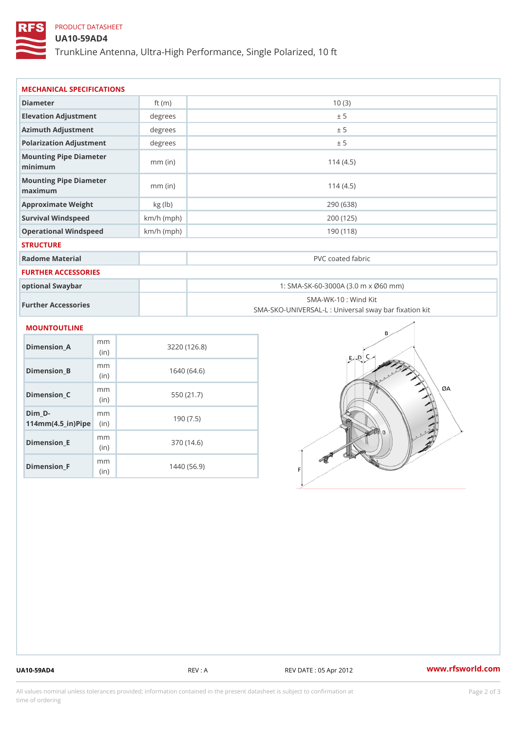PRODUCT DATASHEET

# UA10-59AD4

TrunkLine Antenna, Ultra-High Performance, Single Polarized, 10 ft

## MECHANICAL SPECIFICATIONS

| | | |
|---|---|---|
| Diameter | ft (m) | 10 (3) |
| Elevation Adjustment | degrees | ± 5 |
| Azimuth Adjustment | degrees | ± 5 |
| Polarization Adjustment | degrees | ± 5 |
| Mounting Pipe Diameter minimum | mm (in) | 114 (4.5) |
| Mounting Pipe Diameter maximum | mm (in) | 114 (4.5) |
| Approximate Weight | kg (lb) | 290 (638) |
| Survival Windspeed | km/h (mph) | 200 (125) |
| Operational Windspeed | km/h (mph) | 190 (118) |

## STRUCTURE

| | | |
|---|---|---|
| Radome Material | | PVC coated fabric |

## FURTHER ACCESSORIES

| | | |
|---|---|---|
| optional Swaybar | | 1: SMA-SK-60-3000A (3.0 m x Ø60 mm) |
| Further Accessories | | SMA-WK-10 : Wind Kit<br>SMA-SKO-UNIVERSAL-L : Universal sway bar fixation kit |

## MOUNTOUTLINE

| | | |
|---|---|---|
| Dimension_A | mm (in) | 3220 (126.8) |
| Dimension_B | mm (in) | 1640 (64.6) |
| Dimension_C | mm (in) | 550 (21.7) |
| Dim_D-114mm(4.5_in)Pipe | mm (in) | 190 (7.5) |
| Dimension_E | mm (in) | 370 (14.6) |
| Dimension_F | mm (in) | 1440 (56.9) |

UA10-59AD4 REV : A REV DATE : 05 Apr 2012 www.rfsworld.com

All values nominal unless tolerances provided; information contained in the present datasheet is subject to confirmation at time of ordering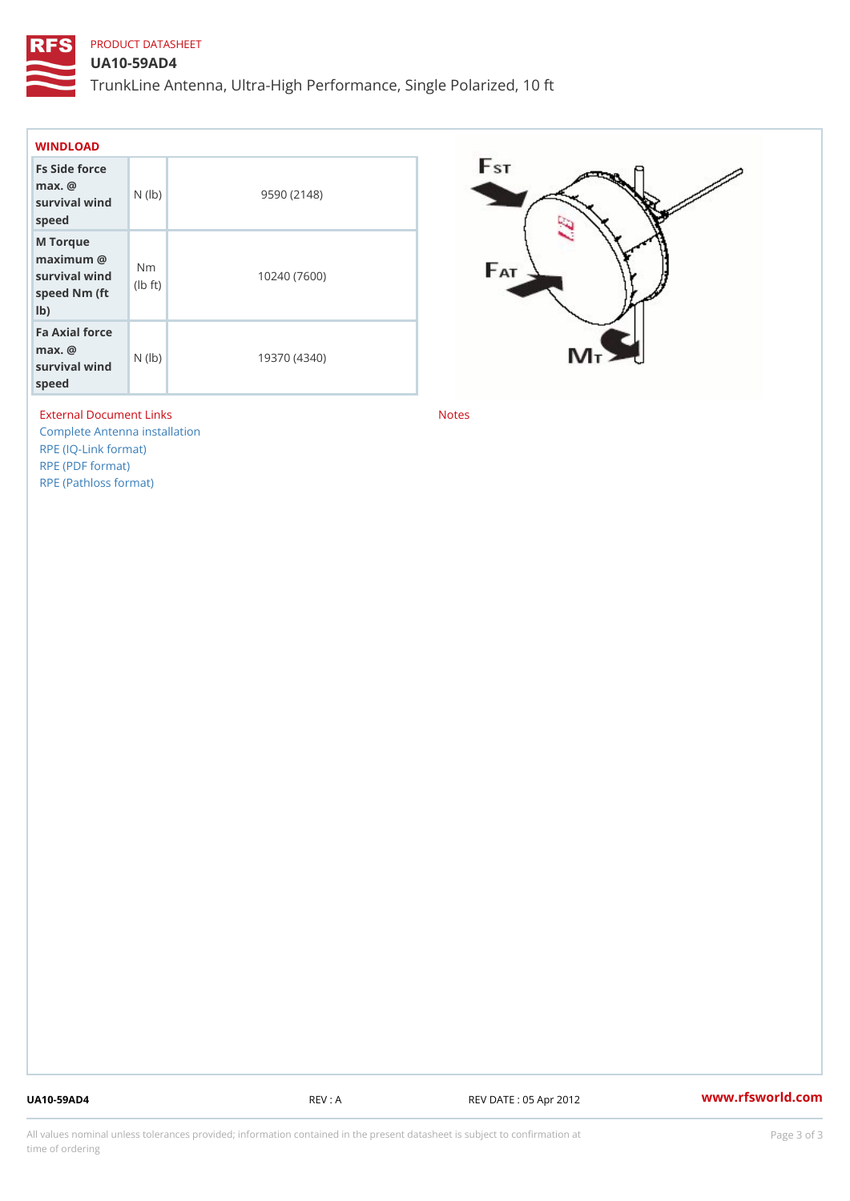PRODUCT DATASHEET

# UA10-59AD4

TrunkLine Antenna, Ultra-High Performance, Single Polarized, 10 ft

## WINDLOAD

| | | |
|---|---|---|
| Fs Side force max. @ survival wind speed | N (lb) | 9590 (2148) |
| M Torque maximum @ survival wind speed Nm (ft lb) | Nm (lb ft) | 10240 (7600) |
| Fa Axial force max. @ survival wind speed | N (lb) | 19370 (4340) |

FST

FAT

MT

External Document Links

Complete Antenna installation

RPE (IQ-Link format)

RPE (PDF format)

RPE (Pathloss format)

Notes

UA10-59AD4 REV : A REV DATE : 05 Apr 2012 www.rfsworld.com

All values nominal unless tolerances provided; information contained in the present datasheet is subject to confirmation at time of ordering